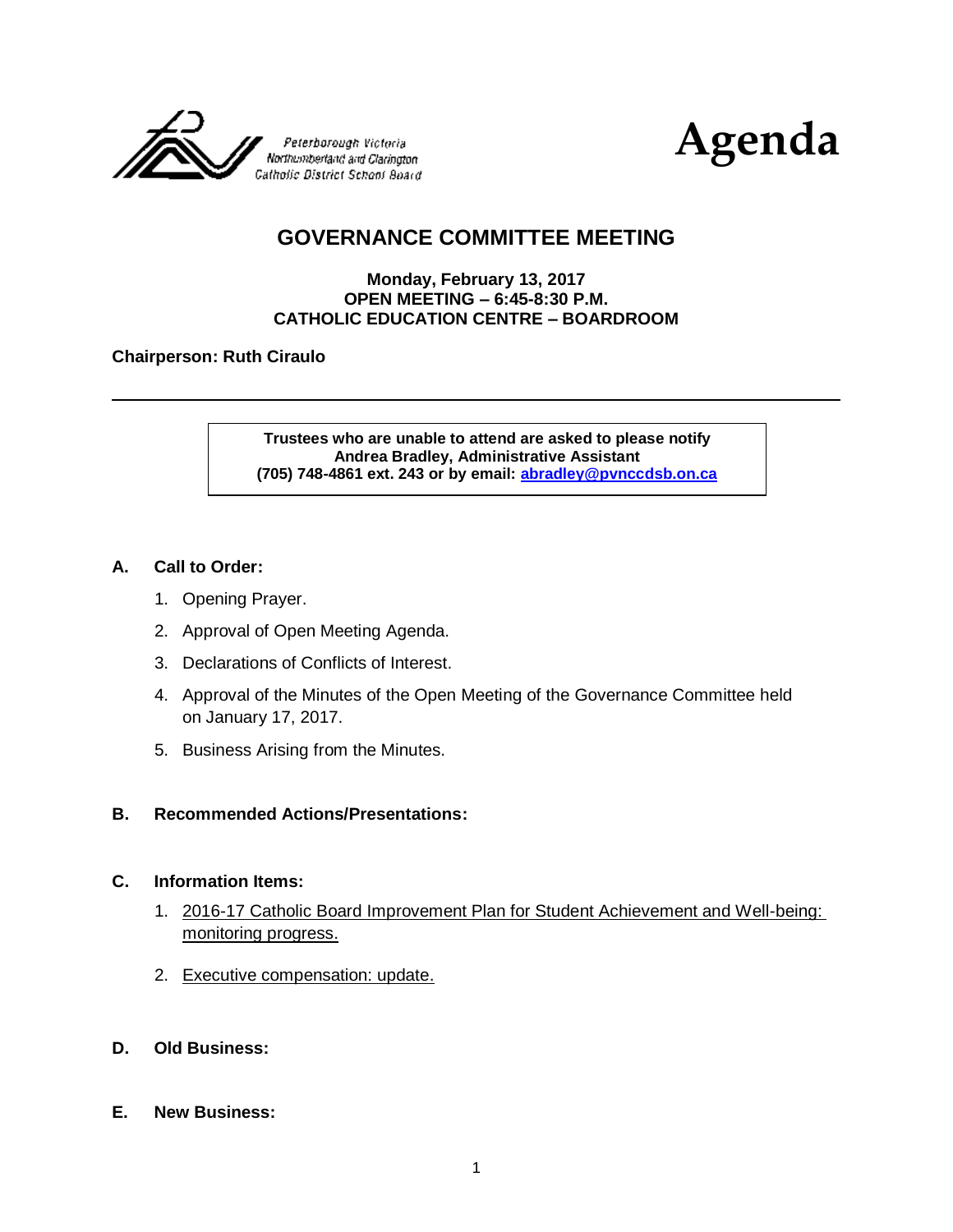Peterborough Victoria Northumberland and Clarington Catholic District School Board

# Agenda

## GOVERNANCE COMMITTEE MEETING

**Monday, February 13, 2017**
**OPEN MEETING – 6:45-8:30 P.M.**
**CATHOLIC EDUCATION CENTRE – BOARDROOM**

**Chairperson: Ruth Ciraulo**

---

**Trustees who are unable to attend are asked to please notify Andrea Bradley, Administrative Assistant (705) 748-4861 ext. 243 or by email: abradley@pvnccdsb.on.ca**

### A. Call to Order:

1. Opening Prayer.
2. Approval of Open Meeting Agenda.
3. Declarations of Conflicts of Interest.
4. Approval of the Minutes of the Open Meeting of the Governance Committee held on January 17, 2017.
5. Business Arising from the Minutes.

### B. Recommended Actions/Presentations:

### C. Information Items:

1. 2016-17 Catholic Board Improvement Plan for Student Achievement and Well-being: monitoring progress.
2. Executive compensation: update.

### D. Old Business:

### E. New Business: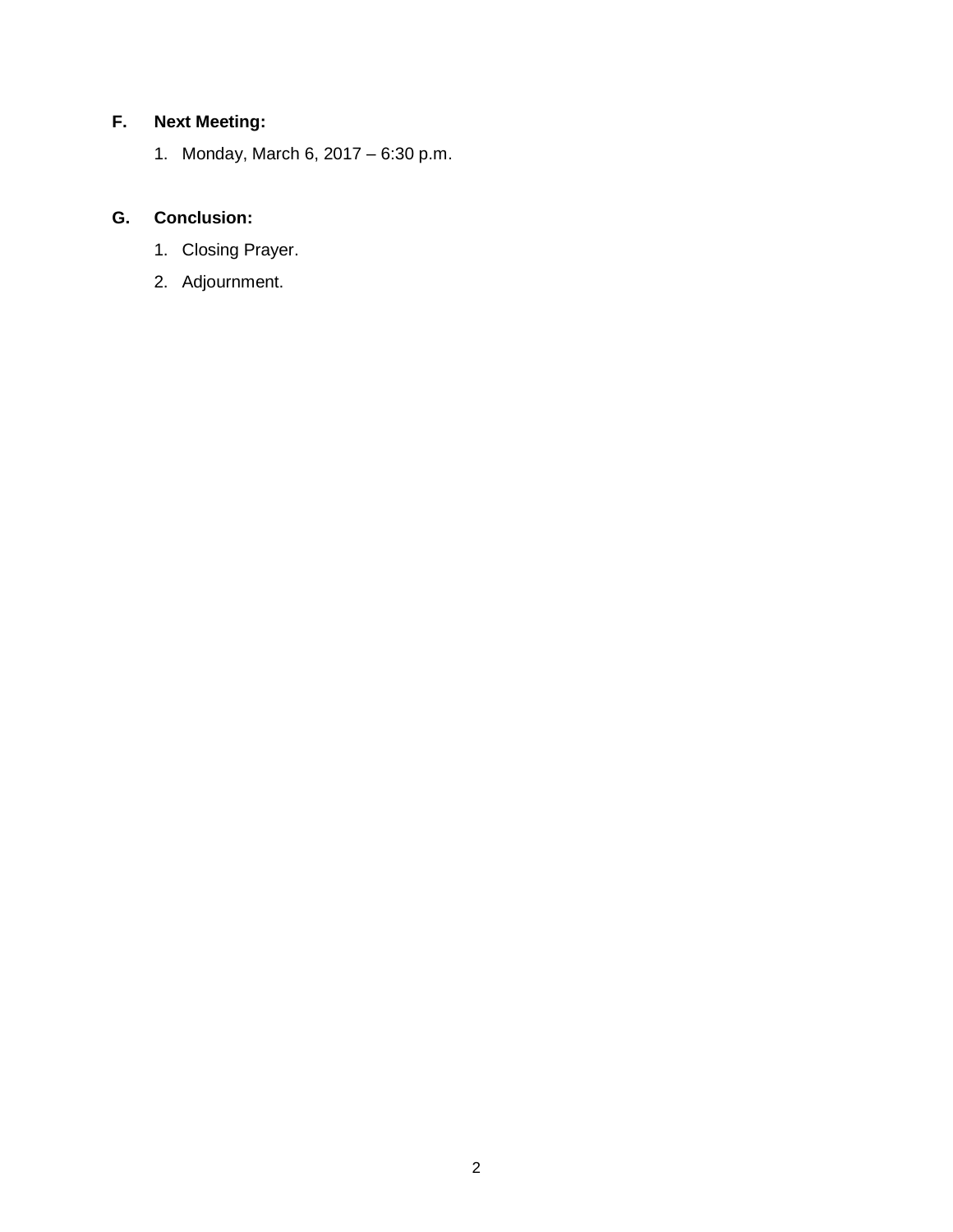**F. Next Meeting:**

1. Monday, March 6, 2017 – 6:30 p.m.

**G. Conclusion:**

1. Closing Prayer.
2. Adjournment.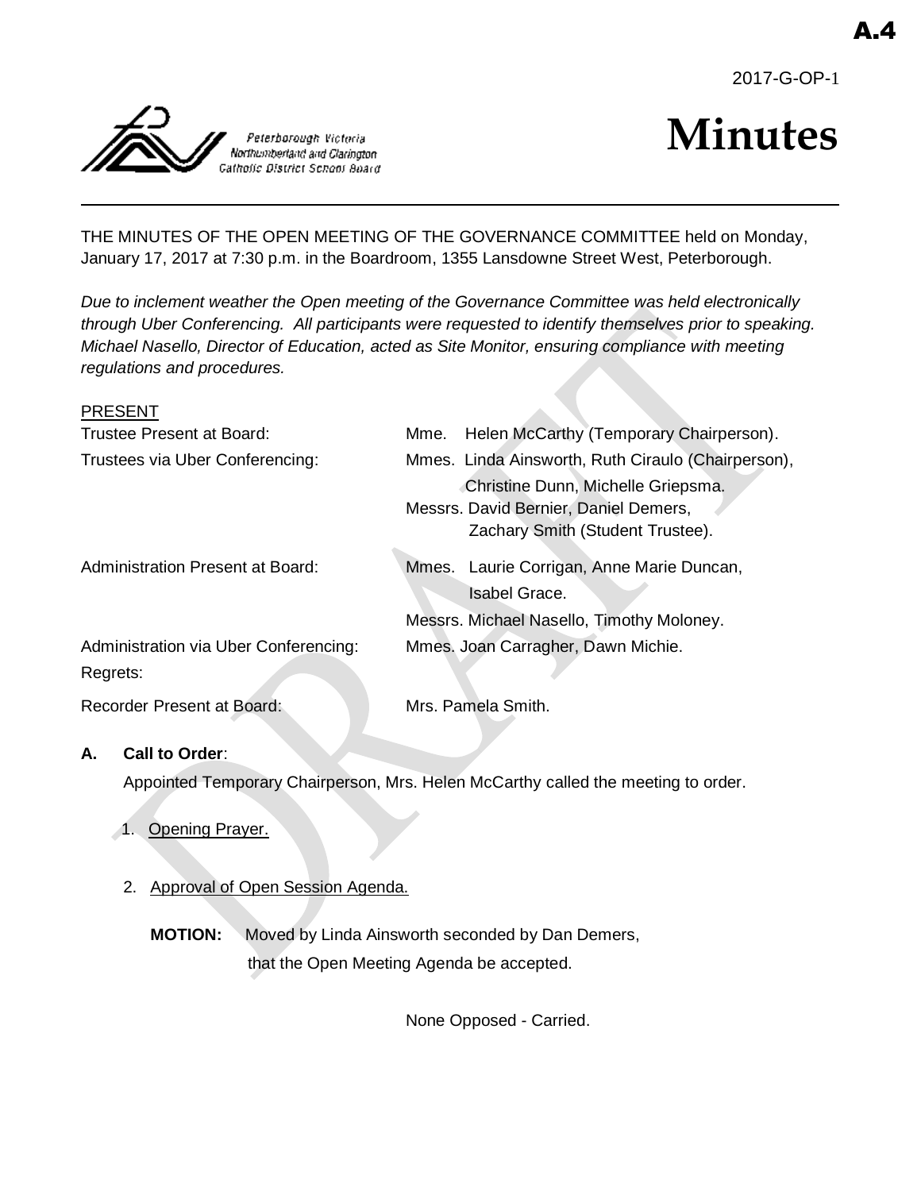A.4

2017-G-OP-1

Peterborough Victoria Northumberland and Clarington Catholic District School Board

# Minutes

THE MINUTES OF THE OPEN MEETING OF THE GOVERNANCE COMMITTEE held on Monday, January 17, 2017 at 7:30 p.m. in the Boardroom, 1355 Lansdowne Street West, Peterborough.

*Due to inclement weather the Open meeting of the Governance Committee was held electronically through Uber Conferencing. All participants were requested to identify themselves prior to speaking. Michael Nasello, Director of Education, acted as Site Monitor, ensuring compliance with meeting regulations and procedures.*

PRESENT

| | |
|---|---|
| Trustee Present at Board: | Mme. Helen McCarthy (Temporary Chairperson). |
| Trustees via Uber Conferencing: | Mmes. Linda Ainsworth, Ruth Ciraulo (Chairperson), Christine Dunn, Michelle Griepsma. Messrs. David Bernier, Daniel Demers, Zachary Smith (Student Trustee). |
| Administration Present at Board: | Mmes. Laurie Corrigan, Anne Marie Duncan, Isabel Grace. Messrs. Michael Nasello, Timothy Moloney. |
| Administration via Uber Conferencing: | Mmes. Joan Carragher, Dawn Michie. |
| Regrets: | |
| Recorder Present at Board: | Mrs. Pamela Smith. |

**A. Call to Order**:

Appointed Temporary Chairperson, Mrs. Helen McCarthy called the meeting to order.

1. Opening Prayer.

2. Approval of Open Session Agenda.

**MOTION:** Moved by Linda Ainsworth seconded by Dan Demers, that the Open Meeting Agenda be accepted.

None Opposed - Carried.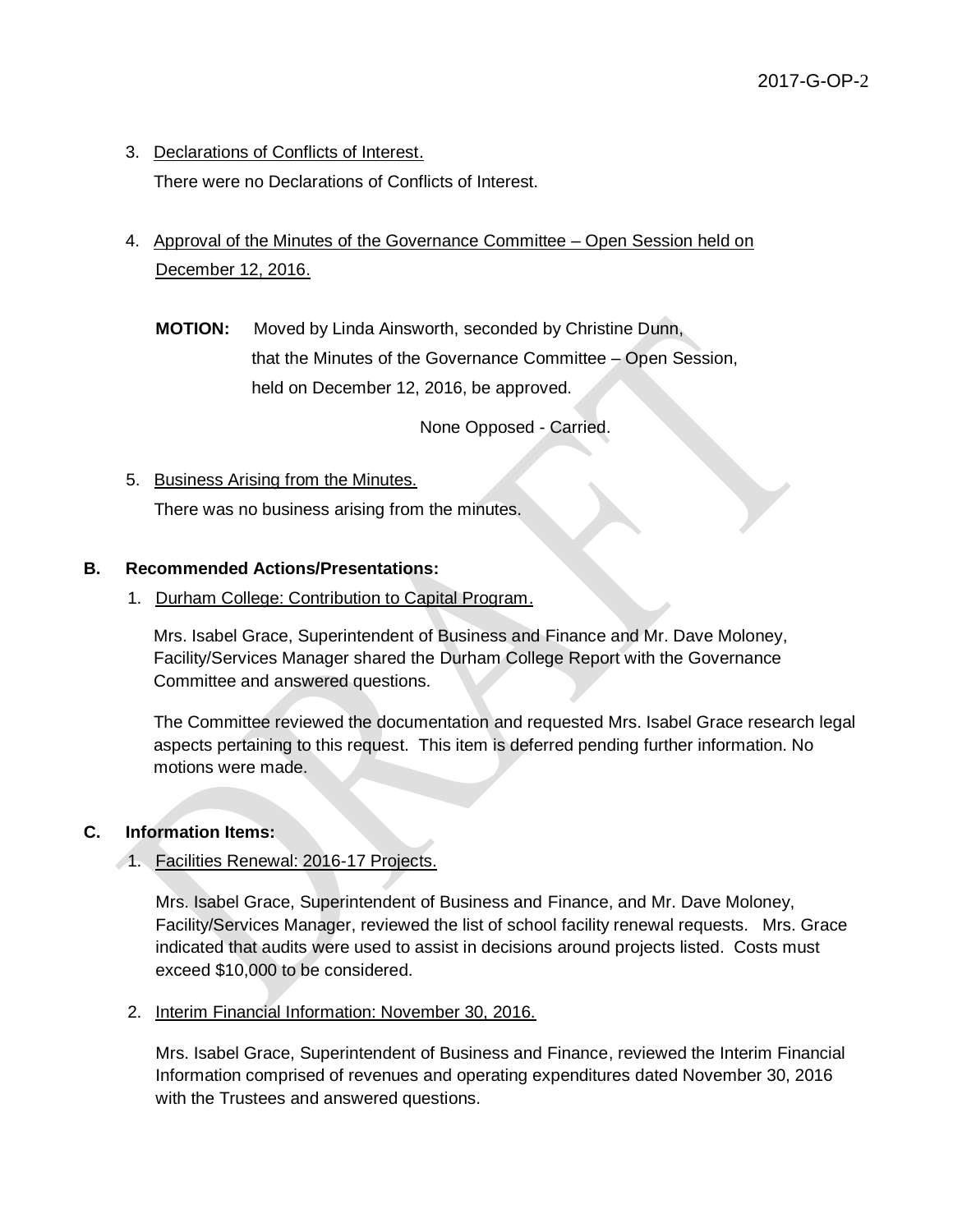3. Declarations of Conflicts of Interest.

   There were no Declarations of Conflicts of Interest.

4. Approval of the Minutes of the Governance Committee – Open Session held on December 12, 2016.

   **MOTION:** Moved by Linda Ainsworth, seconded by Christine Dunn, that the Minutes of the Governance Committee – Open Session, held on December 12, 2016, be approved.

   None Opposed - Carried.

5. Business Arising from the Minutes.

   There was no business arising from the minutes.

## B. Recommended Actions/Presentations:

1. Durham College: Contribution to Capital Program.

   Mrs. Isabel Grace, Superintendent of Business and Finance and Mr. Dave Moloney, Facility/Services Manager shared the Durham College Report with the Governance Committee and answered questions.

   The Committee reviewed the documentation and requested Mrs. Isabel Grace research legal aspects pertaining to this request. This item is deferred pending further information. No motions were made.

## C. Information Items:

1. Facilities Renewal: 2016-17 Projects.

   Mrs. Isabel Grace, Superintendent of Business and Finance, and Mr. Dave Moloney, Facility/Services Manager, reviewed the list of school facility renewal requests. Mrs. Grace indicated that audits were used to assist in decisions around projects listed. Costs must exceed $10,000 to be considered.

2. Interim Financial Information: November 30, 2016.

   Mrs. Isabel Grace, Superintendent of Business and Finance, reviewed the Interim Financial Information comprised of revenues and operating expenditures dated November 30, 2016 with the Trustees and answered questions.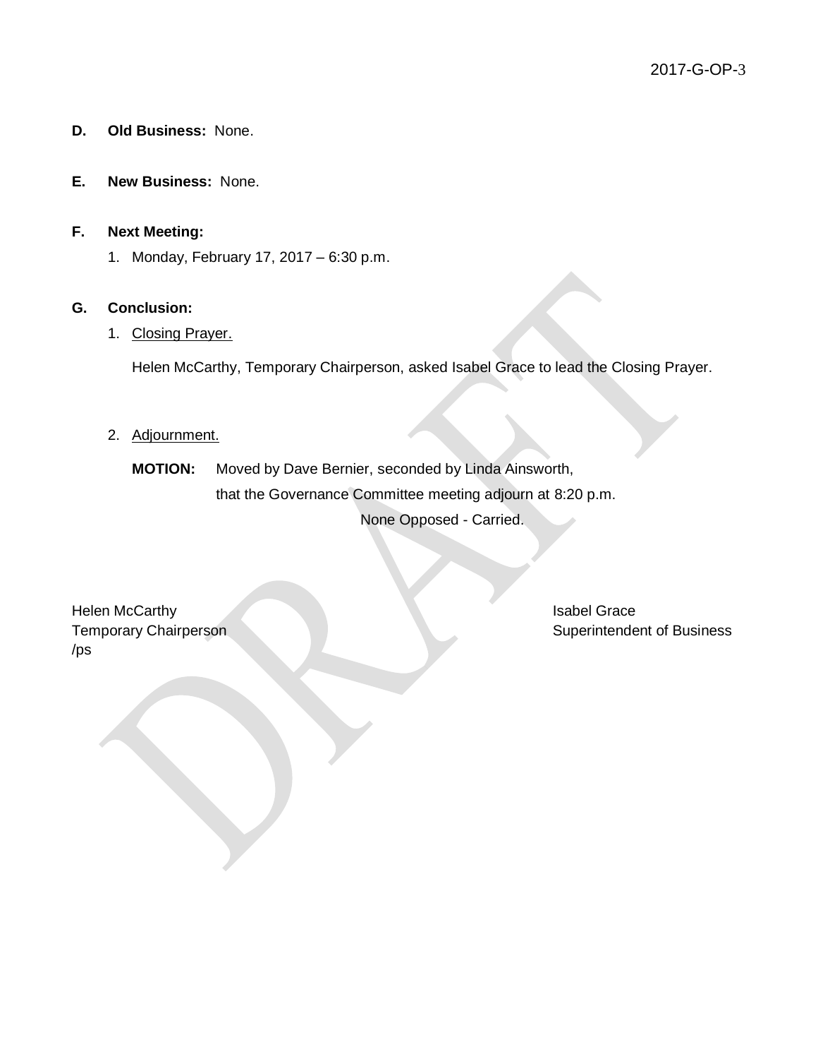2017-G-OP-3

**D. Old Business:** None.

**E. New Business:** None.

**F. Next Meeting:**

1. Monday, February 17, 2017 – 6:30 p.m.

**G. Conclusion:**

1. Closing Prayer.

   Helen McCarthy, Temporary Chairperson, asked Isabel Grace to lead the Closing Prayer.

2. Adjournment.

   **MOTION:** Moved by Dave Bernier, seconded by Linda Ainsworth, that the Governance Committee meeting adjourn at 8:20 p.m.

   None Opposed - Carried.

Helen McCarthy
Temporary Chairperson
/ps

Isabel Grace
Superintendent of Business

DRAFT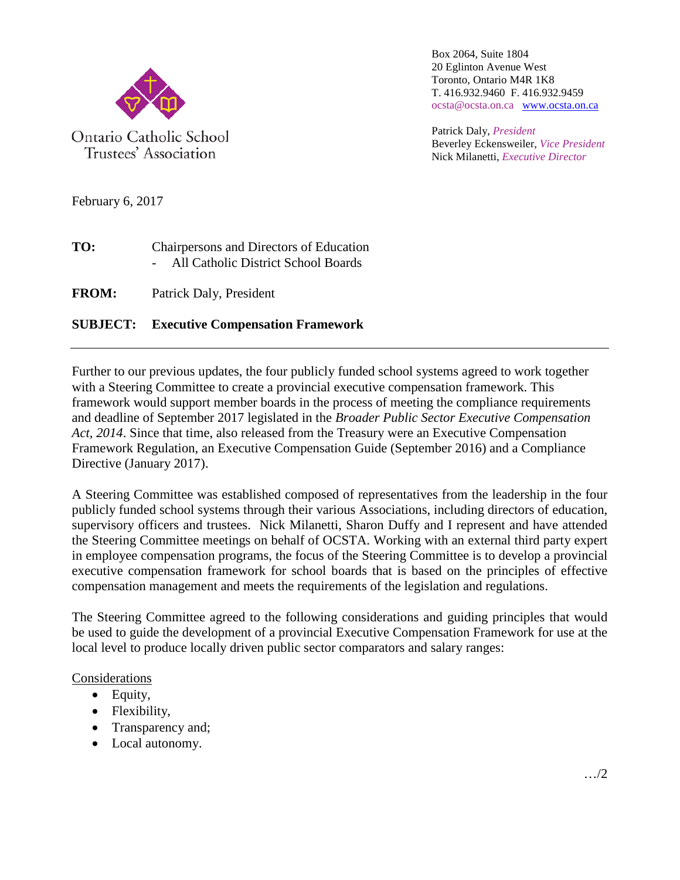Ontario Catholic School Trustees' Association

Box 2064, Suite 1804
20 Eglinton Avenue West
Toronto, Ontario M4R 1K8
T. 416.932.9460 F. 416.932.9459
ocsta@ocsta.on.ca www.ocsta.on.ca

Patrick Daly, *President*
Beverley Eckensweiler, *Vice President*
Nick Milanetti, *Executive Director*

February 6, 2017

**TO:** Chairpersons and Directors of Education
- All Catholic District School Boards

**FROM:** Patrick Daly, President

**SUBJECT: Executive Compensation Framework**

---

Further to our previous updates, the four publicly funded school systems agreed to work together with a Steering Committee to create a provincial executive compensation framework. This framework would support member boards in the process of meeting the compliance requirements and deadline of September 2017 legislated in the *Broader Public Sector Executive Compensation Act, 2014*. Since that time, also released from the Treasury were an Executive Compensation Framework Regulation, an Executive Compensation Guide (September 2016) and a Compliance Directive (January 2017).

A Steering Committee was established composed of representatives from the leadership in the four publicly funded school systems through their various Associations, including directors of education, supervisory officers and trustees. Nick Milanetti, Sharon Duffy and I represent and have attended the Steering Committee meetings on behalf of OCSTA. Working with an external third party expert in employee compensation programs, the focus of the Steering Committee is to develop a provincial executive compensation framework for school boards that is based on the principles of effective compensation management and meets the requirements of the legislation and regulations.

The Steering Committee agreed to the following considerations and guiding principles that would be used to guide the development of a provincial Executive Compensation Framework for use at the local level to produce locally driven public sector comparators and salary ranges:

Considerations

- Equity,
- Flexibility,
- Transparency and;
- Local autonomy.

…/2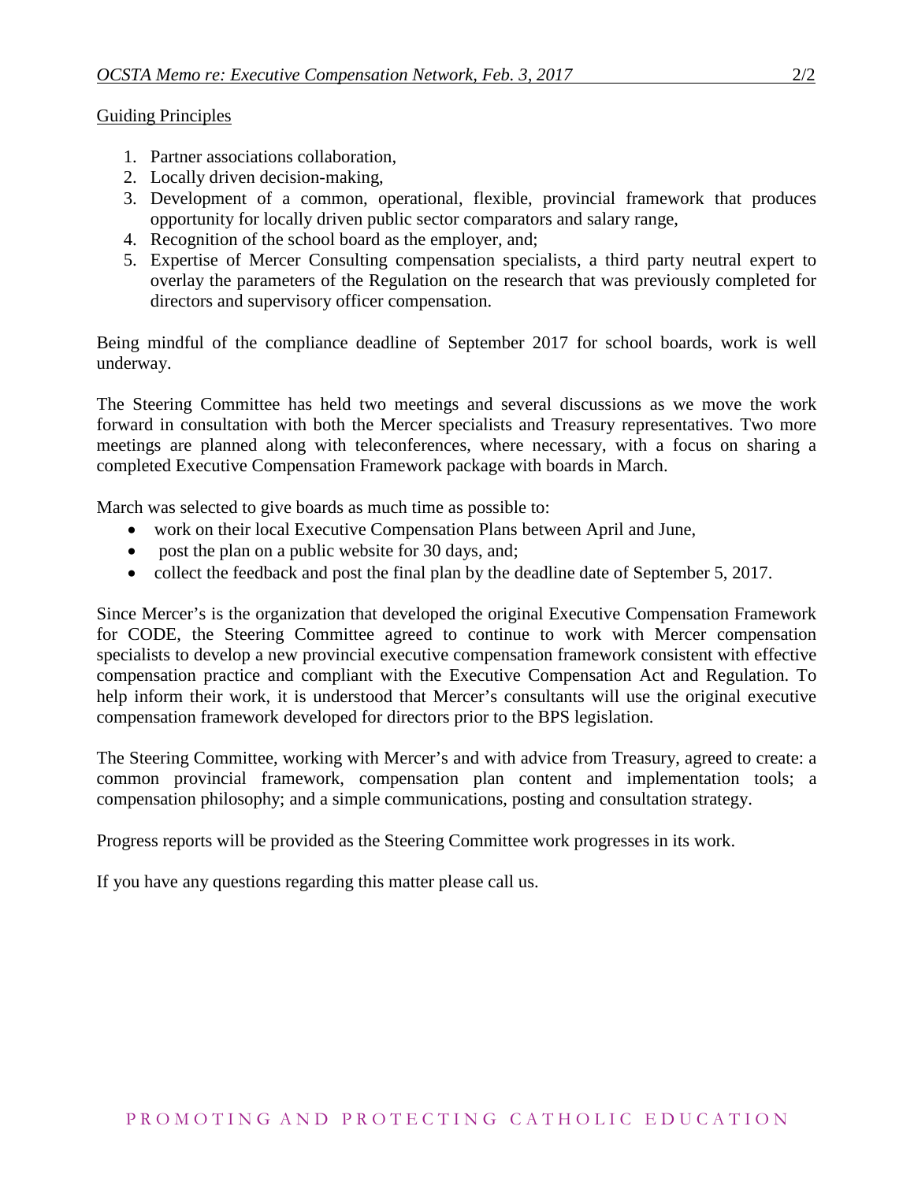Guiding Principles

1. Partner associations collaboration,
2. Locally driven decision-making,
3. Development of a common, operational, flexible, provincial framework that produces opportunity for locally driven public sector comparators and salary range,
4. Recognition of the school board as the employer, and;
5. Expertise of Mercer Consulting compensation specialists, a third party neutral expert to overlay the parameters of the Regulation on the research that was previously completed for directors and supervisory officer compensation.

Being mindful of the compliance deadline of September 2017 for school boards, work is well underway.

The Steering Committee has held two meetings and several discussions as we move the work forward in consultation with both the Mercer specialists and Treasury representatives. Two more meetings are planned along with teleconferences, where necessary, with a focus on sharing a completed Executive Compensation Framework package with boards in March.

March was selected to give boards as much time as possible to:

- work on their local Executive Compensation Plans between April and June,
- post the plan on a public website for 30 days, and;
- collect the feedback and post the final plan by the deadline date of September 5, 2017.

Since Mercer's is the organization that developed the original Executive Compensation Framework for CODE, the Steering Committee agreed to continue to work with Mercer compensation specialists to develop a new provincial executive compensation framework consistent with effective compensation practice and compliant with the Executive Compensation Act and Regulation. To help inform their work, it is understood that Mercer's consultants will use the original executive compensation framework developed for directors prior to the BPS legislation.

The Steering Committee, working with Mercer's and with advice from Treasury, agreed to create: a common provincial framework, compensation plan content and implementation tools; a compensation philosophy; and a simple communications, posting and consultation strategy.

Progress reports will be provided as the Steering Committee work progresses in its work.

If you have any questions regarding this matter please call us.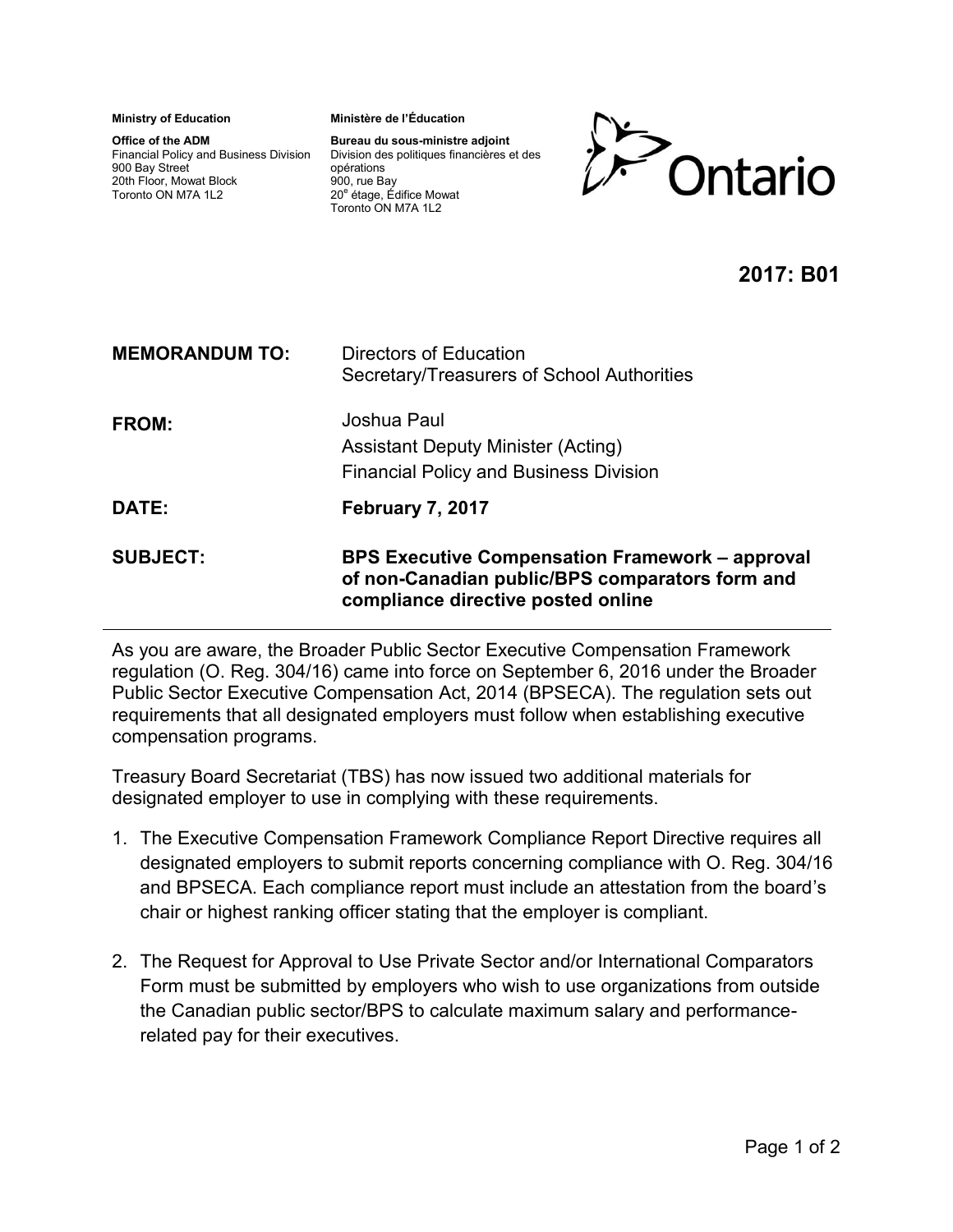**Ministry of Education**

**Office of the ADM**
Financial Policy and Business Division
900 Bay Street
20th Floor, Mowat Block
Toronto ON M7A 1L2

**Ministère de l'Éducation**

**Bureau du sous-ministre adjoint**
Division des politiques financières et des opérations
900, rue Bay
20e étage, Édifice Mowat
Toronto ON M7A 1L2

Ontario

**2017: B01**

**MEMORANDUM TO:** Directors of Education
Secretary/Treasurers of School Authorities

**FROM:** Joshua Paul
Assistant Deputy Minister (Acting)
Financial Policy and Business Division

**DATE:** **February 7, 2017**

**SUBJECT:** **BPS Executive Compensation Framework – approval of non-Canadian public/BPS comparators form and compliance directive posted online**

---

As you are aware, the Broader Public Sector Executive Compensation Framework regulation (O. Reg. 304/16) came into force on September 6, 2016 under the Broader Public Sector Executive Compensation Act, 2014 (BPSECA). The regulation sets out requirements that all designated employers must follow when establishing executive compensation programs.

Treasury Board Secretariat (TBS) has now issued two additional materials for designated employer to use in complying with these requirements.

1. The Executive Compensation Framework Compliance Report Directive requires all designated employers to submit reports concerning compliance with O. Reg. 304/16 and BPSECA. Each compliance report must include an attestation from the board's chair or highest ranking officer stating that the employer is compliant.

2. The Request for Approval to Use Private Sector and/or International Comparators Form must be submitted by employers who wish to use organizations from outside the Canadian public sector/BPS to calculate maximum salary and performance-related pay for their executives.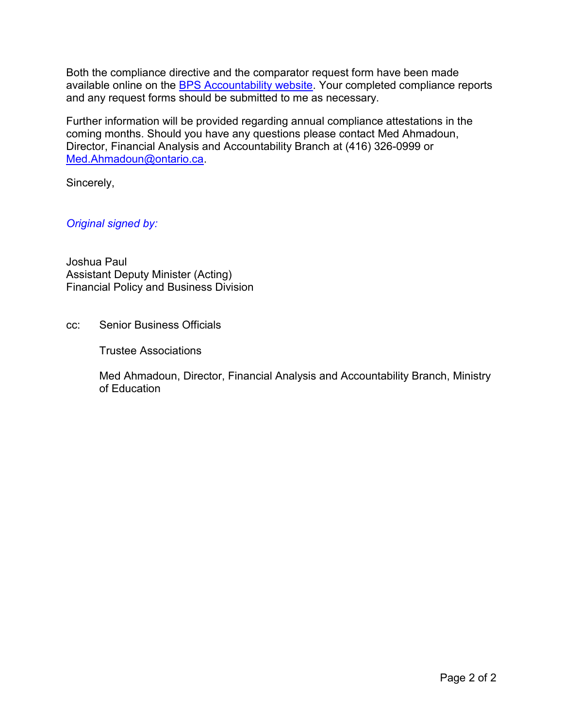Both the compliance directive and the comparator request form have been made available online on the [BPS Accountability website](). Your completed compliance reports and any request forms should be submitted to me as necessary.

Further information will be provided regarding annual compliance attestations in the coming months. Should you have any questions please contact Med Ahmadoun, Director, Financial Analysis and Accountability Branch at (416) 326-0999 or Med.Ahmadoun@ontario.ca.

Sincerely,

*Original signed by:*

Joshua Paul
Assistant Deputy Minister (Acting)
Financial Policy and Business Division

cc: Senior Business Officials

Trustee Associations

Med Ahmadoun, Director, Financial Analysis and Accountability Branch, Ministry of Education